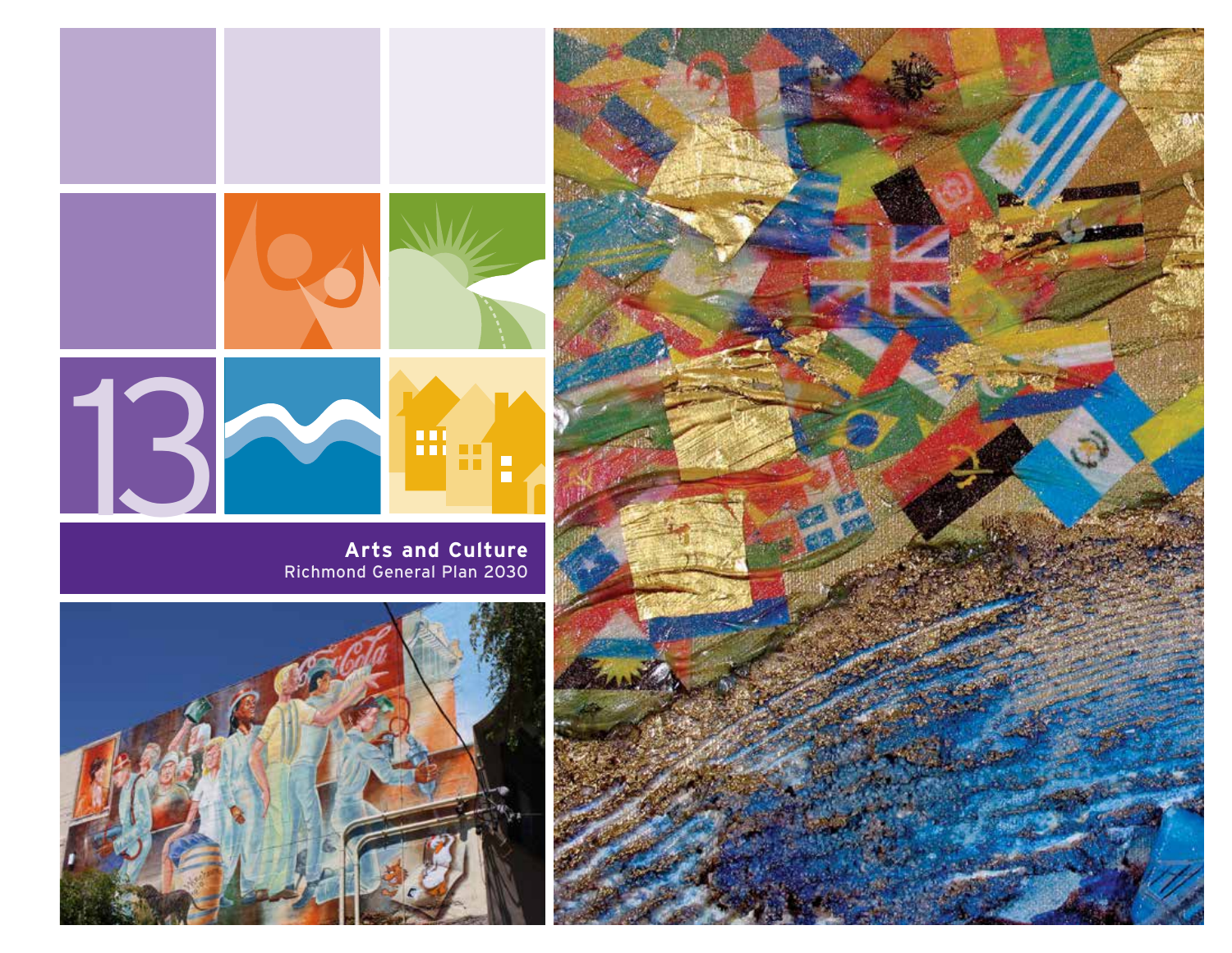# 13

## Arts and Culture

Richmond General Plan 2030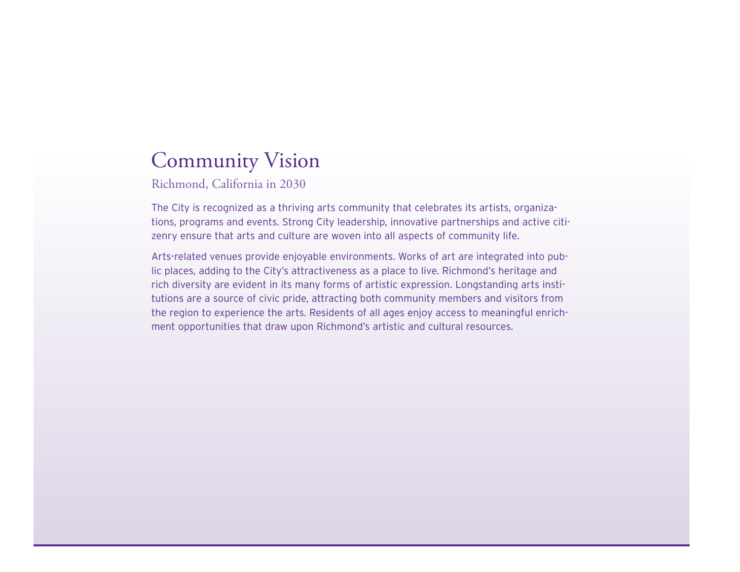# Community Vision

## Richmond, California in 2030

The City is recognized as a thriving arts community that celebrates its artists, organizations, programs and events. Strong City leadership, innovative partnerships and active citizenry ensure that arts and culture are woven into all aspects of community life.

Arts-related venues provide enjoyable environments. Works of art are integrated into public places, adding to the City's attractiveness as a place to live. Richmond's heritage and rich diversity are evident in its many forms of artistic expression. Longstanding arts institutions are a source of civic pride, attracting both community members and visitors from the region to experience the arts. Residents of all ages enjoy access to meaningful enrichment opportunities that draw upon Richmond's artistic and cultural resources.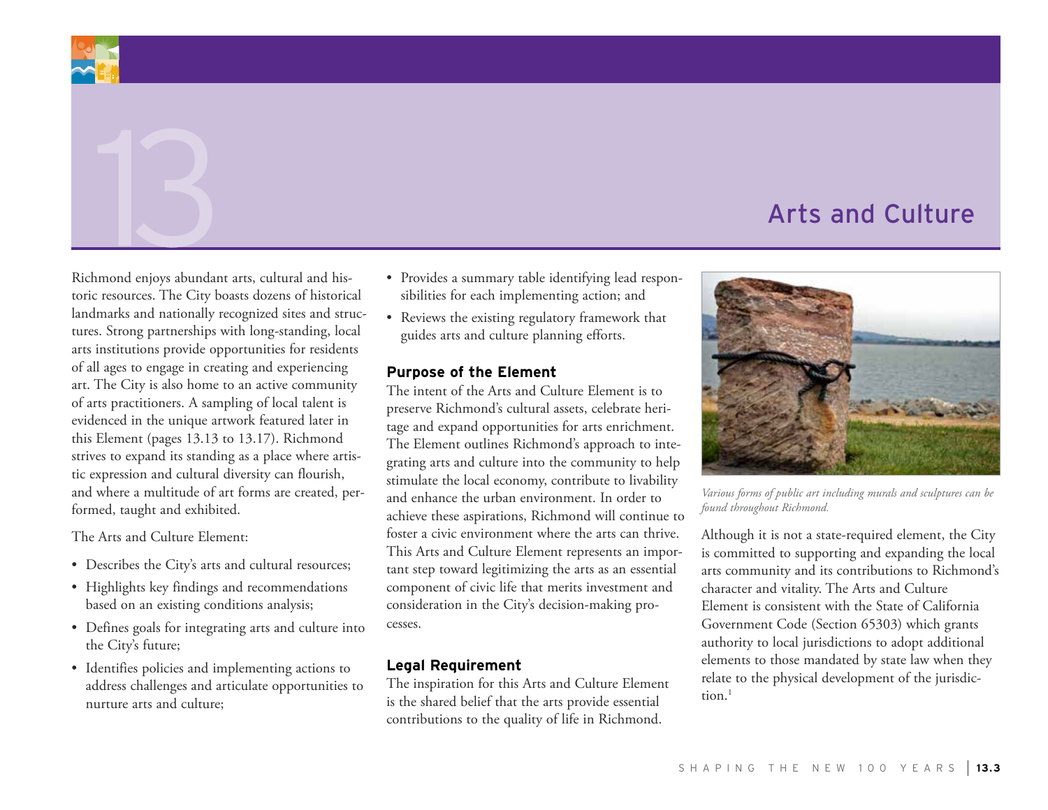# 13 Arts and Culture

Richmond enjoys abundant arts, cultural and historic resources. The City boasts dozens of historical landmarks and nationally recognized sites and structures. Strong partnerships with long-standing, local arts institutions provide opportunities for residents of all ages to engage in creating and experiencing art. The City is also home to an active community of arts practitioners. A sampling of local talent is evidenced in the unique artwork featured later in this Element (pages 13.13 to 13.17). Richmond strives to expand its standing as a place where artistic expression and cultural diversity can flourish, and where a multitude of art forms are created, performed, taught and exhibited.

The Arts and Culture Element:

- Describes the City's arts and cultural resources;
- Highlights key findings and recommendations based on an existing conditions analysis;
- Defines goals for integrating arts and culture into the City's future;
- Identifies policies and implementing actions to address challenges and articulate opportunities to nurture arts and culture;
- Provides a summary table identifying lead responsibilities for each implementing action; and
- Reviews the existing regulatory framework that guides arts and culture planning efforts.

### Purpose of the Element

The intent of the Arts and Culture Element is to preserve Richmond's cultural assets, celebrate heritage and expand opportunities for arts enrichment. The Element outlines Richmond's approach to integrating arts and culture into the community to help stimulate the local economy, contribute to livability and enhance the urban environment. In order to achieve these aspirations, Richmond will continue to foster a civic environment where the arts can thrive. This Arts and Culture Element represents an important step toward legitimizing the arts as an essential component of civic life that merits investment and consideration in the City's decision-making processes.

### Legal Requirement

The inspiration for this Arts and Culture Element is the shared belief that the arts provide essential contributions to the quality of life in Richmond.

*Various forms of public art including murals and sculptures can be found throughout Richmond.*

Although it is not a state-required element, the City is committed to supporting and expanding the local arts community and its contributions to Richmond's character and vitality. The Arts and Culture Element is consistent with the State of California Government Code (Section 65303) which grants authority to local jurisdictions to adopt additional elements to those mandated by state law when they relate to the physical development of the jurisdiction.[1]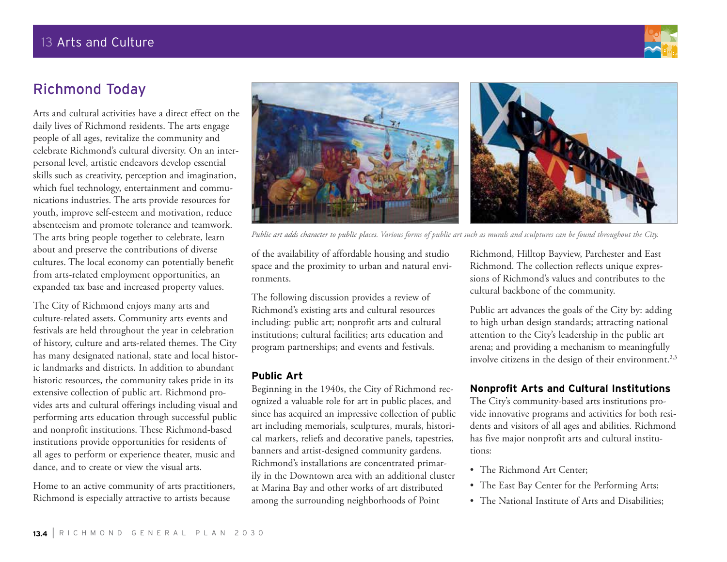## Richmond Today

Arts and cultural activities have a direct effect on the daily lives of Richmond residents. The arts engage people of all ages, revitalize the community and celebrate Richmond's cultural diversity. On an interpersonal level, artistic endeavors develop essential skills such as creativity, perception and imagination, which fuel technology, entertainment and communications industries. The arts provide resources for youth, improve self-esteem and motivation, reduce absenteeism and promote tolerance and teamwork. The arts bring people together to celebrate, learn about and preserve the contributions of diverse cultures. The local economy can potentially benefit from arts-related employment opportunities, an expanded tax base and increased property values.

The City of Richmond enjoys many arts and culture-related assets. Community arts events and festivals are held throughout the year in celebration of history, culture and arts-related themes. The City has many designated national, state and local historic landmarks and districts. In addition to abundant historic resources, the community takes pride in its extensive collection of public art. Richmond provides arts and cultural offerings including visual and performing arts education through successful public and nonprofit institutions. These Richmond-based institutions provide opportunities for residents of all ages to perform or experience theater, music and dance, and to create or view the visual arts.

Home to an active community of arts practitioners, Richmond is especially attractive to artists because of the availability of affordable housing and studio space and the proximity to urban and natural environments.

*Public art adds character to public places. Various forms of public art such as murals and sculptures can be found throughout the City.*

The following discussion provides a review of Richmond's existing arts and cultural resources including: public art; nonprofit arts and cultural institutions; cultural facilities; arts education and program partnerships; and events and festivals.

### Public Art

Beginning in the 1940s, the City of Richmond recognized a valuable role for art in public places, and since has acquired an impressive collection of public art including memorials, sculptures, murals, historical markers, reliefs and decorative panels, tapestries, banners and artist-designed community gardens. Richmond's installations are concentrated primarily in the Downtown area with an additional cluster at Marina Bay and other works of art distributed among the surrounding neighborhoods of Point Richmond, Hilltop Bayview, Parchester and East Richmond. The collection reflects unique expressions of Richmond's values and contributes to the cultural backbone of the community.

Public art advances the goals of the City by: adding to high urban design standards; attracting national attention to the City's leadership in the public art arena; and providing a mechanism to meaningfully involve citizens in the design of their environment.[2,3]

### Nonprofit Arts and Cultural Institutions

The City's community-based arts institutions provide innovative programs and activities for both residents and visitors of all ages and abilities. Richmond has five major nonprofit arts and cultural institutions:

- The Richmond Art Center;
- The East Bay Center for the Performing Arts;
- The National Institute of Arts and Disabilities;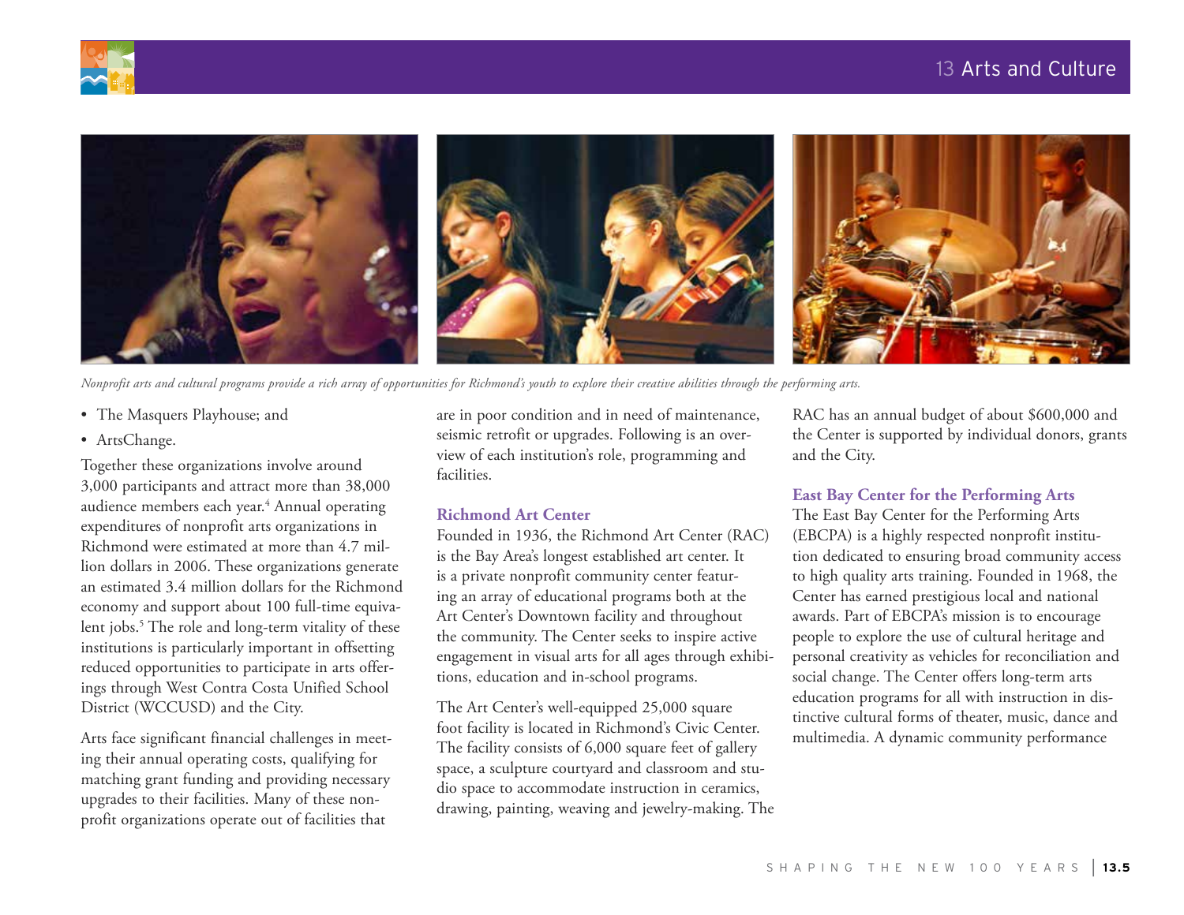*Nonprofit arts and cultural programs provide a rich array of opportunities for Richmond's youth to explore their creative abilities through the performing arts.*

- The Masquers Playhouse; and
- ArtsChange.

Together these organizations involve around 3,000 participants and attract more than 38,000 audience members each year.[4] Annual operating expenditures of nonprofit arts organizations in Richmond were estimated at more than 4.7 million dollars in 2006. These organizations generate an estimated 3.4 million dollars for the Richmond economy and support about 100 full-time equivalent jobs.[5] The role and long-term vitality of these institutions is particularly important in offsetting reduced opportunities to participate in arts offerings through West Contra Costa Unified School District (WCCUSD) and the City.

Arts face significant financial challenges in meeting their annual operating costs, qualifying for matching grant funding and providing necessary upgrades to their facilities. Many of these nonprofit organizations operate out of facilities that are in poor condition and in need of maintenance, seismic retrofit or upgrades. Following is an overview of each institution's role, programming and facilities.

### Richmond Art Center

Founded in 1936, the Richmond Art Center (RAC) is the Bay Area's longest established art center. It is a private nonprofit community center featuring an array of educational programs both at the Art Center's Downtown facility and throughout the community. The Center seeks to inspire active engagement in visual arts for all ages through exhibitions, education and in-school programs.

The Art Center's well-equipped 25,000 square foot facility is located in Richmond's Civic Center. The facility consists of 6,000 square feet of gallery space, a sculpture courtyard and classroom and studio space to accommodate instruction in ceramics, drawing, painting, weaving and jewelry-making. The RAC has an annual budget of about $600,000 and the Center is supported by individual donors, grants and the City.

### East Bay Center for the Performing Arts

The East Bay Center for the Performing Arts (EBCPA) is a highly respected nonprofit institution dedicated to ensuring broad community access to high quality arts training. Founded in 1968, the Center has earned prestigious local and national awards. Part of EBCPA's mission is to encourage people to explore the use of cultural heritage and personal creativity as vehicles for reconciliation and social change. The Center offers long-term arts education programs for all with instruction in distinctive cultural forms of theater, music, dance and multimedia. A dynamic community performance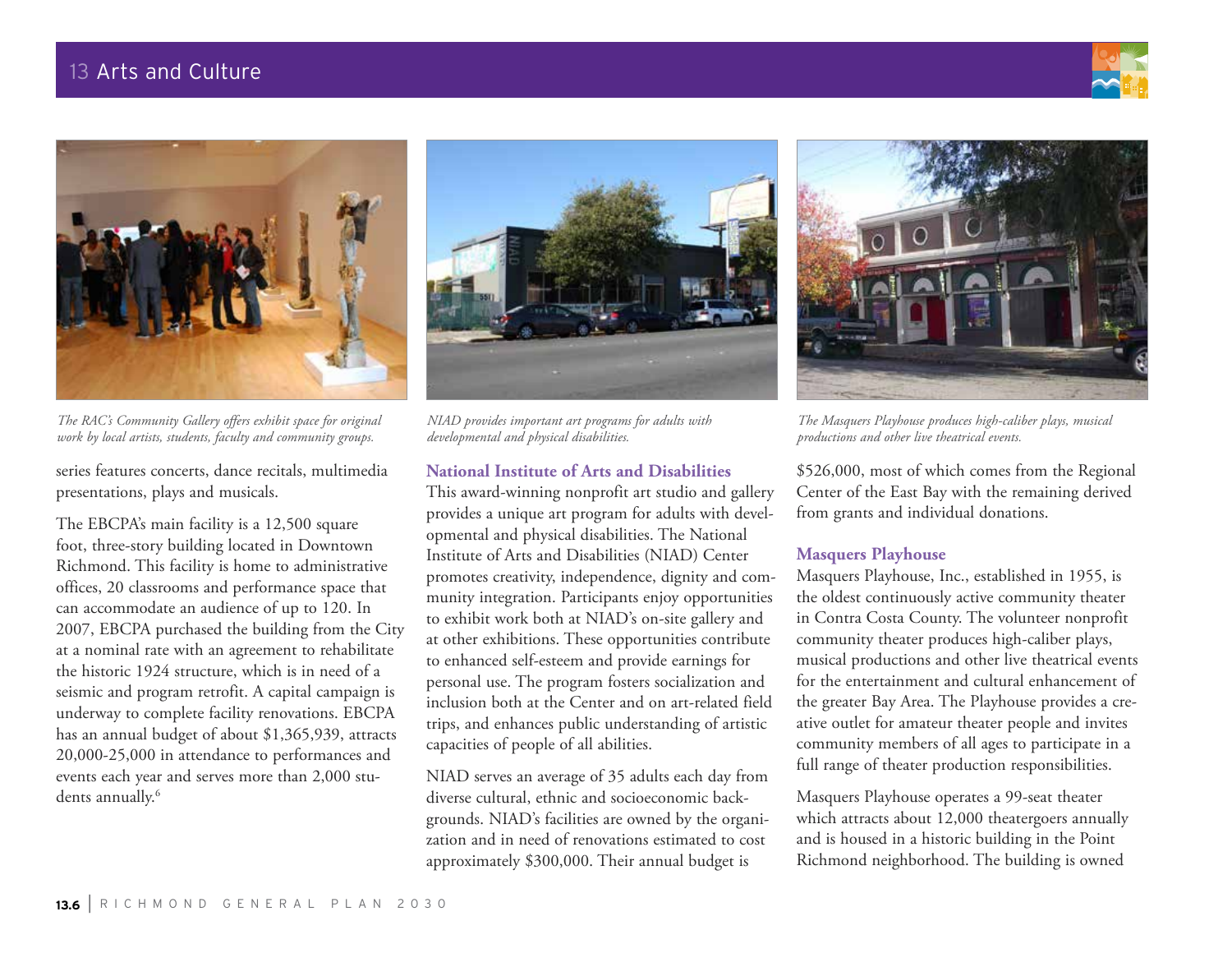*The RAC's Community Gallery offers exhibit space for original work by local artists, students, faculty and community groups.*

*NIAD provides important art programs for adults with developmental and physical disabilities.*

*The Masquers Playhouse produces high-caliber plays, musical productions and other live theatrical events.*

series features concerts, dance recitals, multimedia presentations, plays and musicals.

The EBCPA's main facility is a 12,500 square foot, three-story building located in Downtown Richmond. This facility is home to administrative offices, 20 classrooms and performance space that can accommodate an audience of up to 120. In 2007, EBCPA purchased the building from the City at a nominal rate with an agreement to rehabilitate the historic 1924 structure, which is in need of a seismic and program retrofit. A capital campaign is underway to complete facility renovations. EBCPA has an annual budget of about $1,365,939, attracts 20,000-25,000 in attendance to performances and events each year and serves more than 2,000 students annually.[6]

### National Institute of Arts and Disabilities

This award-winning nonprofit art studio and gallery provides a unique art program for adults with developmental and physical disabilities. The National Institute of Arts and Disabilities (NIAD) Center promotes creativity, independence, dignity and community integration. Participants enjoy opportunities to exhibit work both at NIAD's on-site gallery and at other exhibitions. These opportunities contribute to enhanced self-esteem and provide earnings for personal use. The program fosters socialization and inclusion both at the Center and on art-related field trips, and enhances public understanding of artistic capacities of people of all abilities.

NIAD serves an average of 35 adults each day from diverse cultural, ethnic and socioeconomic backgrounds. NIAD's facilities are owned by the organization and in need of renovations estimated to cost approximately $300,000. Their annual budget is $526,000, most of which comes from the Regional Center of the East Bay with the remaining derived from grants and individual donations.

### Masquers Playhouse

Masquers Playhouse, Inc., established in 1955, is the oldest continuously active community theater in Contra Costa County. The volunteer nonprofit community theater produces high-caliber plays, musical productions and other live theatrical events for the entertainment and cultural enhancement of the greater Bay Area. The Playhouse provides a creative outlet for amateur theater people and invites community members of all ages to participate in a full range of theater production responsibilities.

Masquers Playhouse operates a 99-seat theater which attracts about 12,000 theatergoers annually and is housed in a historic building in the Point Richmond neighborhood. The building is owned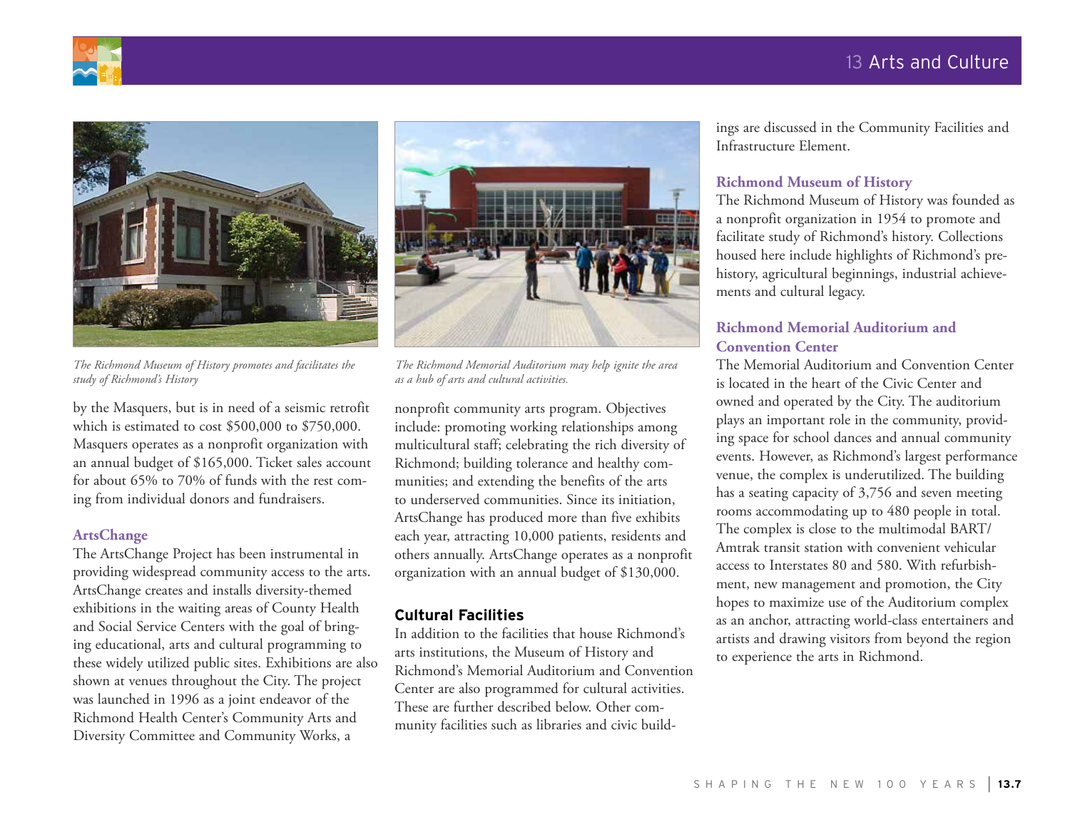*The Richmond Museum of History promotes and facilitates the study of Richmond's History*

*The Richmond Memorial Auditorium may help ignite the area as a hub of arts and cultural activities.*

by the Masquers, but is in need of a seismic retrofit which is estimated to cost $500,000 to $750,000. Masquers operates as a nonprofit organization with an annual budget of $165,000. Ticket sales account for about 65% to 70% of funds with the rest coming from individual donors and fundraisers.

### ArtsChange

The ArtsChange Project has been instrumental in providing widespread community access to the arts. ArtsChange creates and installs diversity-themed exhibitions in the waiting areas of County Health and Social Service Centers with the goal of bringing educational, arts and cultural programming to these widely utilized public sites. Exhibitions are also shown at venues throughout the City. The project was launched in 1996 as a joint endeavor of the Richmond Health Center's Community Arts and Diversity Committee and Community Works, a nonprofit community arts program. Objectives include: promoting working relationships among multicultural staff; celebrating the rich diversity of Richmond; building tolerance and healthy communities; and extending the benefits of the arts to underserved communities. Since its initiation, ArtsChange has produced more than five exhibits each year, attracting 10,000 patients, residents and others annually. ArtsChange operates as a nonprofit organization with an annual budget of $130,000.

## Cultural Facilities

In addition to the facilities that house Richmond's arts institutions, the Museum of History and Richmond's Memorial Auditorium and Convention Center are also programmed for cultural activities. These are further described below. Other community facilities such as libraries and civic buildings are discussed in the Community Facilities and Infrastructure Element.

### Richmond Museum of History

The Richmond Museum of History was founded as a nonprofit organization in 1954 to promote and facilitate study of Richmond's history. Collections housed here include highlights of Richmond's prehistory, agricultural beginnings, industrial achievements and cultural legacy.

### Richmond Memorial Auditorium and Convention Center

The Memorial Auditorium and Convention Center is located in the heart of the Civic Center and owned and operated by the City. The auditorium plays an important role in the community, providing space for school dances and annual community events. However, as Richmond's largest performance venue, the complex is underutilized. The building has a seating capacity of 3,756 and seven meeting rooms accommodating up to 480 people in total. The complex is close to the multimodal BART/Amtrak transit station with convenient vehicular access to Interstates 80 and 580. With refurbishment, new management and promotion, the City hopes to maximize use of the Auditorium complex as an anchor, attracting world-class entertainers and artists and drawing visitors from beyond the region to experience the arts in Richmond.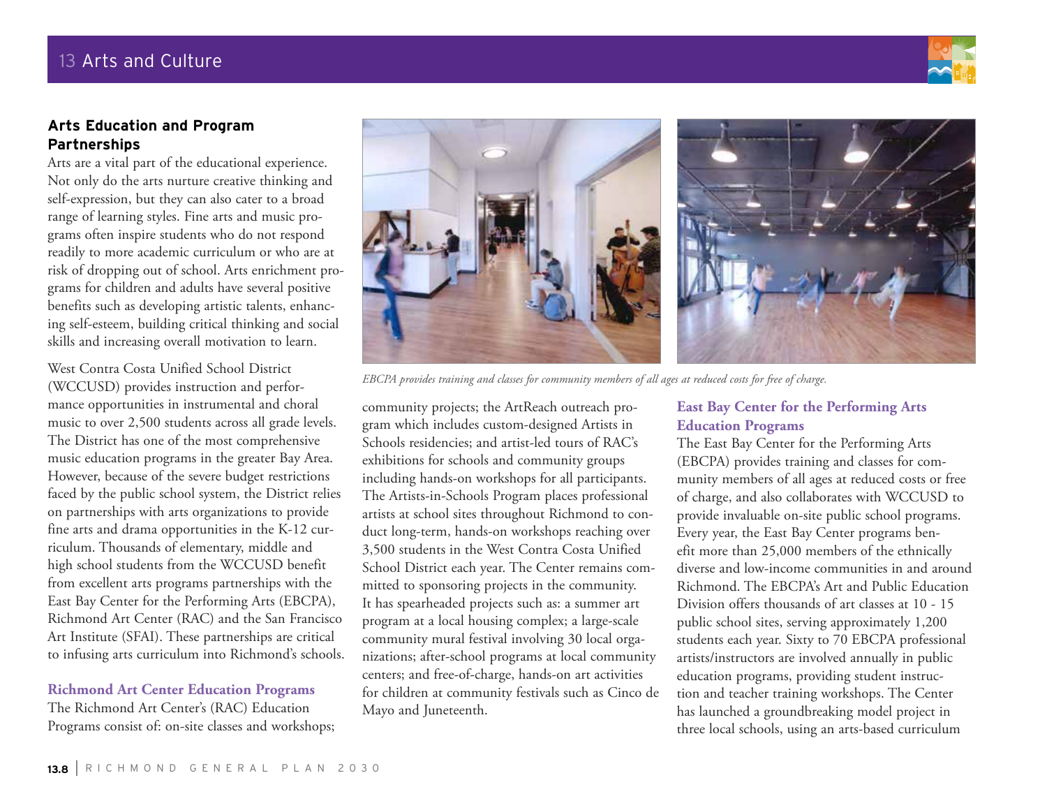## Arts Education and Program Partnerships

Arts are a vital part of the educational experience. Not only do the arts nurture creative thinking and self-expression, but they can also cater to a broad range of learning styles. Fine arts and music programs often inspire students who do not respond readily to more academic curriculum or who are at risk of dropping out of school. Arts enrichment programs for children and adults have several positive benefits such as developing artistic talents, enhancing self-esteem, building critical thinking and social skills and increasing overall motivation to learn.

West Contra Costa Unified School District (WCCUSD) provides instruction and performance opportunities in instrumental and choral music to over 2,500 students across all grade levels. The District has one of the most comprehensive music education programs in the greater Bay Area. However, because of the severe budget restrictions faced by the public school system, the District relies on partnerships with arts organizations to provide fine arts and drama opportunities in the K-12 curriculum. Thousands of elementary, middle and high school students from the WCCUSD benefit from excellent arts programs partnerships with the East Bay Center for the Performing Arts (EBCPA), Richmond Art Center (RAC) and the San Francisco Art Institute (SFAI). These partnerships are critical to infusing arts curriculum into Richmond's schools.

### Richmond Art Center Education Programs

The Richmond Art Center's (RAC) Education Programs consist of: on-site classes and workshops; community projects; the ArtReach outreach program which includes custom-designed Artists in Schools residencies; and artist-led tours of RAC's exhibitions for schools and community groups including hands-on workshops for all participants. The Artists-in-Schools Program places professional artists at school sites throughout Richmond to conduct long-term, hands-on workshops reaching over 3,500 students in the West Contra Costa Unified School District each year. The Center remains committed to sponsoring projects in the community. It has spearheaded projects such as: a summer art program at a local housing complex; a large-scale community mural festival involving 30 local organizations; after-school programs at local community centers; and free-of-charge, hands-on art activities for children at community festivals such as Cinco de Mayo and Juneteenth.

*EBCPA provides training and classes for community members of all ages at reduced costs for free of charge.*

### East Bay Center for the Performing Arts Education Programs

The East Bay Center for the Performing Arts (EBCPA) provides training and classes for community members of all ages at reduced costs or free of charge, and also collaborates with WCCUSD to provide invaluable on-site public school programs. Every year, the East Bay Center programs benefit more than 25,000 members of the ethnically diverse and low-income communities in and around Richmond. The EBCPA's Art and Public Education Division offers thousands of art classes at 10 - 15 public school sites, serving approximately 1,200 students each year. Sixty to 70 EBCPA professional artists/instructors are involved annually in public education programs, providing student instruction and teacher training workshops. The Center has launched a groundbreaking model project in three local schools, using an arts-based curriculum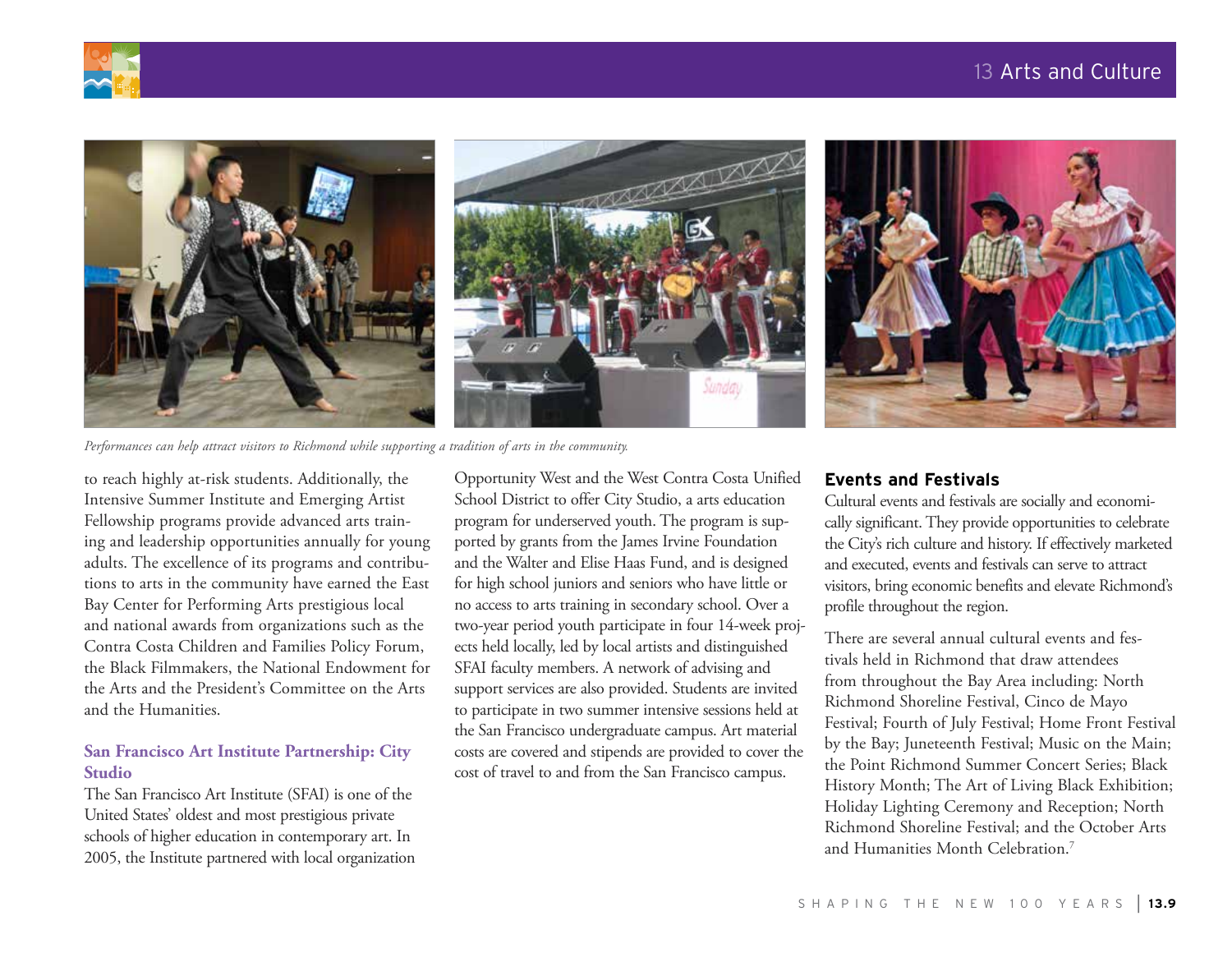*Performances can help attract visitors to Richmond while supporting a tradition of arts in the community.*

to reach highly at-risk students. Additionally, the Intensive Summer Institute and Emerging Artist Fellowship programs provide advanced arts training and leadership opportunities annually for young adults. The excellence of its programs and contributions to arts in the community have earned the East Bay Center for Performing Arts prestigious local and national awards from organizations such as the Contra Costa Children and Families Policy Forum, the Black Filmmakers, the National Endowment for the Arts and the President's Committee on the Arts and the Humanities.

### San Francisco Art Institute Partnership: City Studio

The San Francisco Art Institute (SFAI) is one of the United States' oldest and most prestigious private schools of higher education in contemporary art. In 2005, the Institute partnered with local organization Opportunity West and the West Contra Costa Unified School District to offer City Studio, a arts education program for underserved youth. The program is supported by grants from the James Irvine Foundation and the Walter and Elise Haas Fund, and is designed for high school juniors and seniors who have little or no access to arts training in secondary school. Over a two-year period youth participate in four 14-week projects held locally, led by local artists and distinguished SFAI faculty members. A network of advising and support services are also provided. Students are invited to participate in two summer intensive sessions held at the San Francisco undergraduate campus. Art material costs are covered and stipends are provided to cover the cost of travel to and from the San Francisco campus.

## Events and Festivals

Cultural events and festivals are socially and economically significant. They provide opportunities to celebrate the City's rich culture and history. If effectively marketed and executed, events and festivals can serve to attract visitors, bring economic benefits and elevate Richmond's profile throughout the region.

There are several annual cultural events and festivals held in Richmond that draw attendees from throughout the Bay Area including: North Richmond Shoreline Festival, Cinco de Mayo Festival; Fourth of July Festival; Home Front Festival by the Bay; Juneteenth Festival; Music on the Main; the Point Richmond Summer Concert Series; Black History Month; The Art of Living Black Exhibition; Holiday Lighting Ceremony and Reception; North Richmond Shoreline Festival; and the October Arts and Humanities Month Celebration.[7]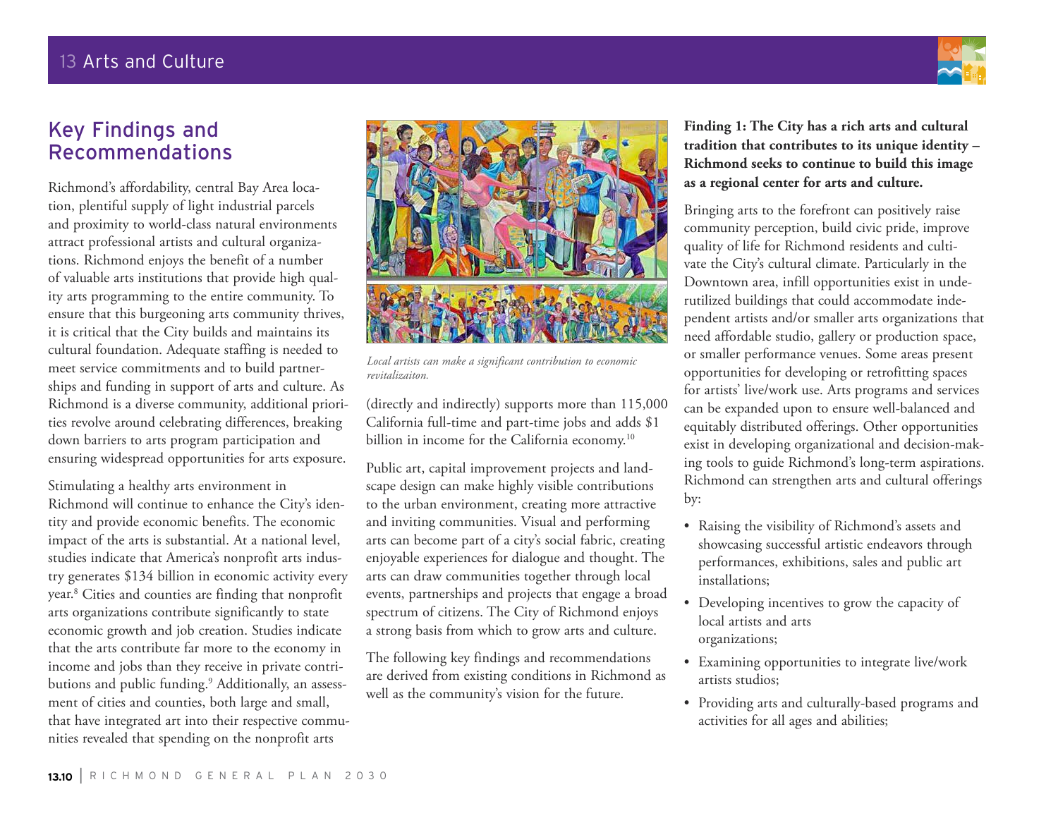## Key Findings and Recommendations

Richmond's affordability, central Bay Area location, plentiful supply of light industrial parcels and proximity to world-class natural environments attract professional artists and cultural organizations. Richmond enjoys the benefit of a number of valuable arts institutions that provide high quality arts programming to the entire community. To ensure that this burgeoning arts community thrives, it is critical that the City builds and maintains its cultural foundation. Adequate staffing is needed to meet service commitments and to build partnerships and funding in support of arts and culture. As Richmond is a diverse community, additional priorities revolve around celebrating differences, breaking down barriers to arts program participation and ensuring widespread opportunities for arts exposure.

Stimulating a healthy arts environment in Richmond will continue to enhance the City's identity and provide economic benefits. The economic impact of the arts is substantial. At a national level, studies indicate that America's nonprofit arts industry generates $134 billion in economic activity every year.[8] Cities and counties are finding that nonprofit arts organizations contribute significantly to state economic growth and job creation. Studies indicate that the arts contribute far more to the economy in income and jobs than they receive in private contributions and public funding.[9] Additionally, an assessment of cities and counties, both large and small, that have integrated art into their respective communities revealed that spending on the nonprofit arts (directly and indirectly) supports more than 115,000 California full-time and part-time jobs and adds $1 billion in income for the California economy.[10]

*Local artists can make a significant contribution to economic revitalizaiton.*

Public art, capital improvement projects and landscape design can make highly visible contributions to the urban environment, creating more attractive and inviting communities. Visual and performing arts can become part of a city's social fabric, creating enjoyable experiences for dialogue and thought. The arts can draw communities together through local events, partnerships and projects that engage a broad spectrum of citizens. The City of Richmond enjoys a strong basis from which to grow arts and culture.

The following key findings and recommendations are derived from existing conditions in Richmond as well as the community's vision for the future.

**Finding 1: The City has a rich arts and cultural tradition that contributes to its unique identity – Richmond seeks to continue to build this image as a regional center for arts and culture.**

Bringing arts to the forefront can positively raise community perception, build civic pride, improve quality of life for Richmond residents and cultivate the City's cultural climate. Particularly in the Downtown area, infill opportunities exist in underutilized buildings that could accommodate independent artists and/or smaller arts organizations that need affordable studio, gallery or production space, or smaller performance venues. Some areas present opportunities for developing or retrofitting spaces for artists' live/work use. Arts programs and services can be expanded upon to ensure well-balanced and equitably distributed offerings. Other opportunities exist in developing organizational and decision-making tools to guide Richmond's long-term aspirations. Richmond can strengthen arts and cultural offerings by:

- Raising the visibility of Richmond's assets and showcasing successful artistic endeavors through performances, exhibitions, sales and public art installations;
- Developing incentives to grow the capacity of local artists and arts organizations;
- Examining opportunities to integrate live/work artists studios;
- Providing arts and culturally-based programs and activities for all ages and abilities;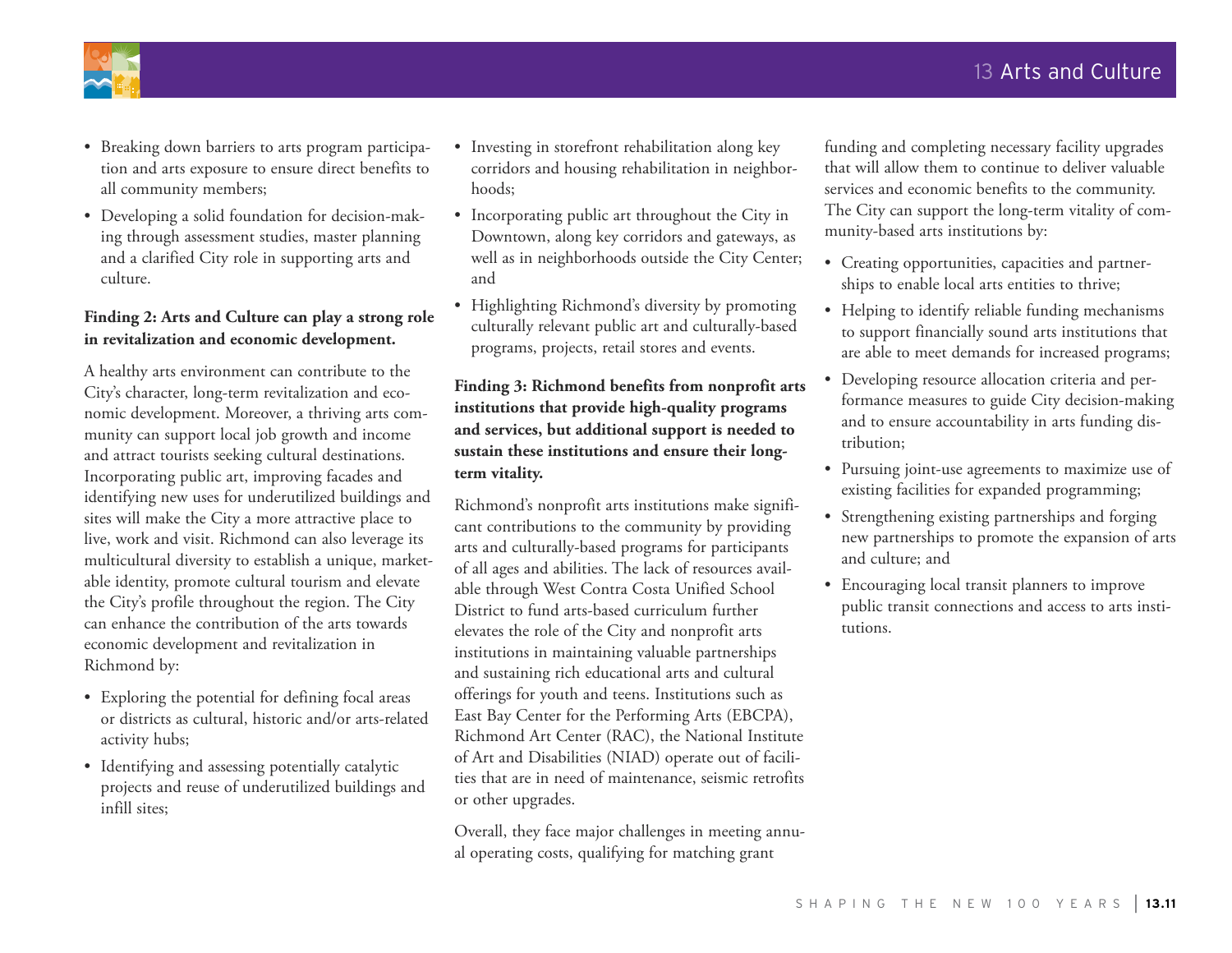- Breaking down barriers to arts program participation and arts exposure to ensure direct benefits to all community members;
- Developing a solid foundation for decision-making through assessment studies, master planning and a clarified City role in supporting arts and culture.

**Finding 2: Arts and Culture can play a strong role in revitalization and economic development.**

A healthy arts environment can contribute to the City's character, long-term revitalization and economic development. Moreover, a thriving arts community can support local job growth and income and attract tourists seeking cultural destinations. Incorporating public art, improving facades and identifying new uses for underutilized buildings and sites will make the City a more attractive place to live, work and visit. Richmond can also leverage its multicultural diversity to establish a unique, marketable identity, promote cultural tourism and elevate the City's profile throughout the region. The City can enhance the contribution of the arts towards economic development and revitalization in Richmond by:

- Exploring the potential for defining focal areas or districts as cultural, historic and/or arts-related activity hubs;
- Identifying and assessing potentially catalytic projects and reuse of underutilized buildings and infill sites;
- Investing in storefront rehabilitation along key corridors and housing rehabilitation in neighborhoods;
- Incorporating public art throughout the City in Downtown, along key corridors and gateways, as well as in neighborhoods outside the City Center; and
- Highlighting Richmond's diversity by promoting culturally relevant public art and culturally-based programs, projects, retail stores and events.

**Finding 3: Richmond benefits from nonprofit arts institutions that provide high-quality programs and services, but additional support is needed to sustain these institutions and ensure their long-term vitality.**

Richmond's nonprofit arts institutions make significant contributions to the community by providing arts and culturally-based programs for participants of all ages and abilities. The lack of resources available through West Contra Costa Unified School District to fund arts-based curriculum further elevates the role of the City and nonprofit arts institutions in maintaining valuable partnerships and sustaining rich educational arts and cultural offerings for youth and teens. Institutions such as East Bay Center for the Performing Arts (EBCPA), Richmond Art Center (RAC), the National Institute of Art and Disabilities (NIAD) operate out of facilities that are in need of maintenance, seismic retrofits or other upgrades.

Overall, they face major challenges in meeting annual operating costs, qualifying for matching grant funding and completing necessary facility upgrades that will allow them to continue to deliver valuable services and economic benefits to the community. The City can support the long-term vitality of community-based arts institutions by:

- Creating opportunities, capacities and partnerships to enable local arts entities to thrive;
- Helping to identify reliable funding mechanisms to support financially sound arts institutions that are able to meet demands for increased programs;
- Developing resource allocation criteria and performance measures to guide City decision-making and to ensure accountability in arts funding distribution;
- Pursuing joint-use agreements to maximize use of existing facilities for expanded programming;
- Strengthening existing partnerships and forging new partnerships to promote the expansion of arts and culture; and
- Encouraging local transit planners to improve public transit connections and access to arts institutions.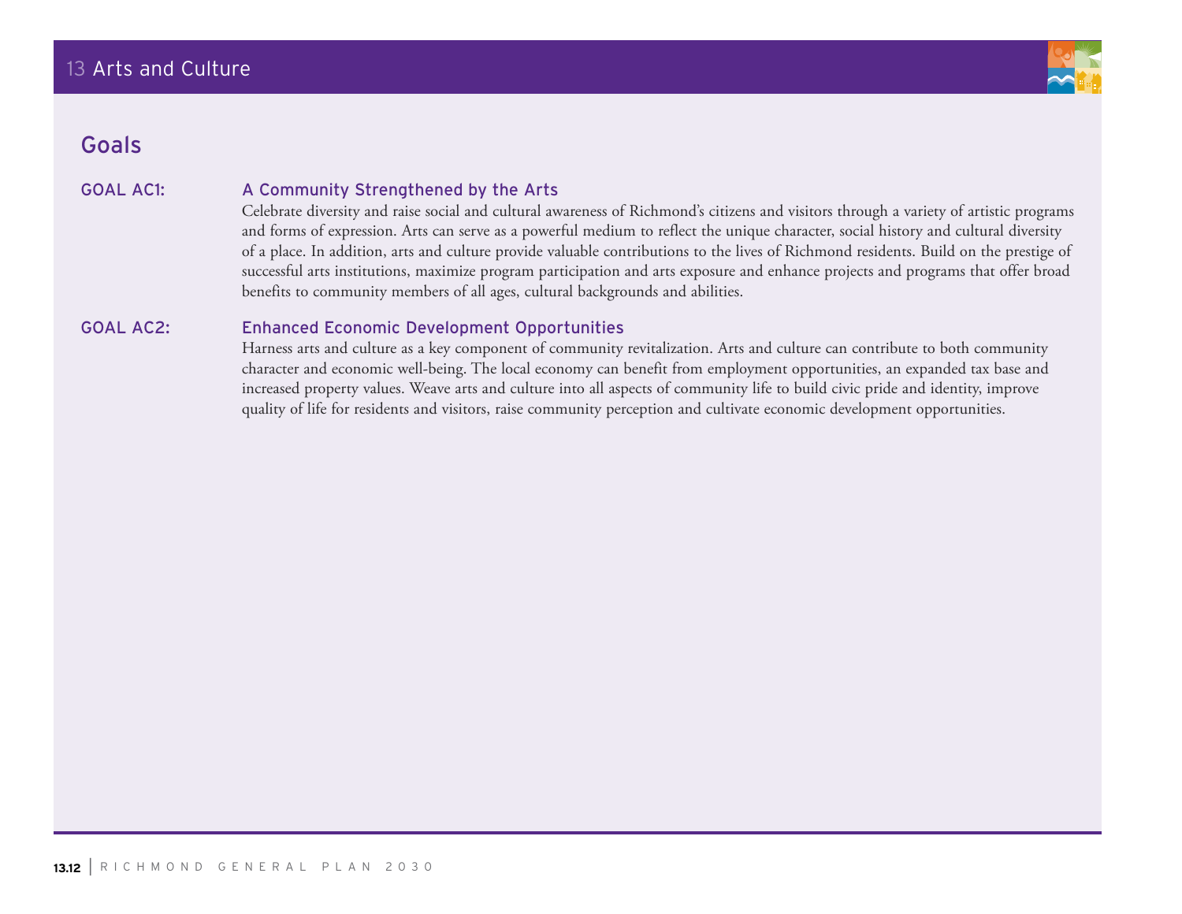## Goals

**GOAL AC1: A Community Strengthened by the Arts**

Celebrate diversity and raise social and cultural awareness of Richmond's citizens and visitors through a variety of artistic programs and forms of expression. Arts can serve as a powerful medium to reflect the unique character, social history and cultural diversity of a place. In addition, arts and culture provide valuable contributions to the lives of Richmond residents. Build on the prestige of successful arts institutions, maximize program participation and arts exposure and enhance projects and programs that offer broad benefits to community members of all ages, cultural backgrounds and abilities.

**GOAL AC2: Enhanced Economic Development Opportunities**

Harness arts and culture as a key component of community revitalization. Arts and culture can contribute to both community character and economic well-being. The local economy can benefit from employment opportunities, an expanded tax base and increased property values. Weave arts and culture into all aspects of community life to build civic pride and identity, improve quality of life for residents and visitors, raise community perception and cultivate economic development opportunities.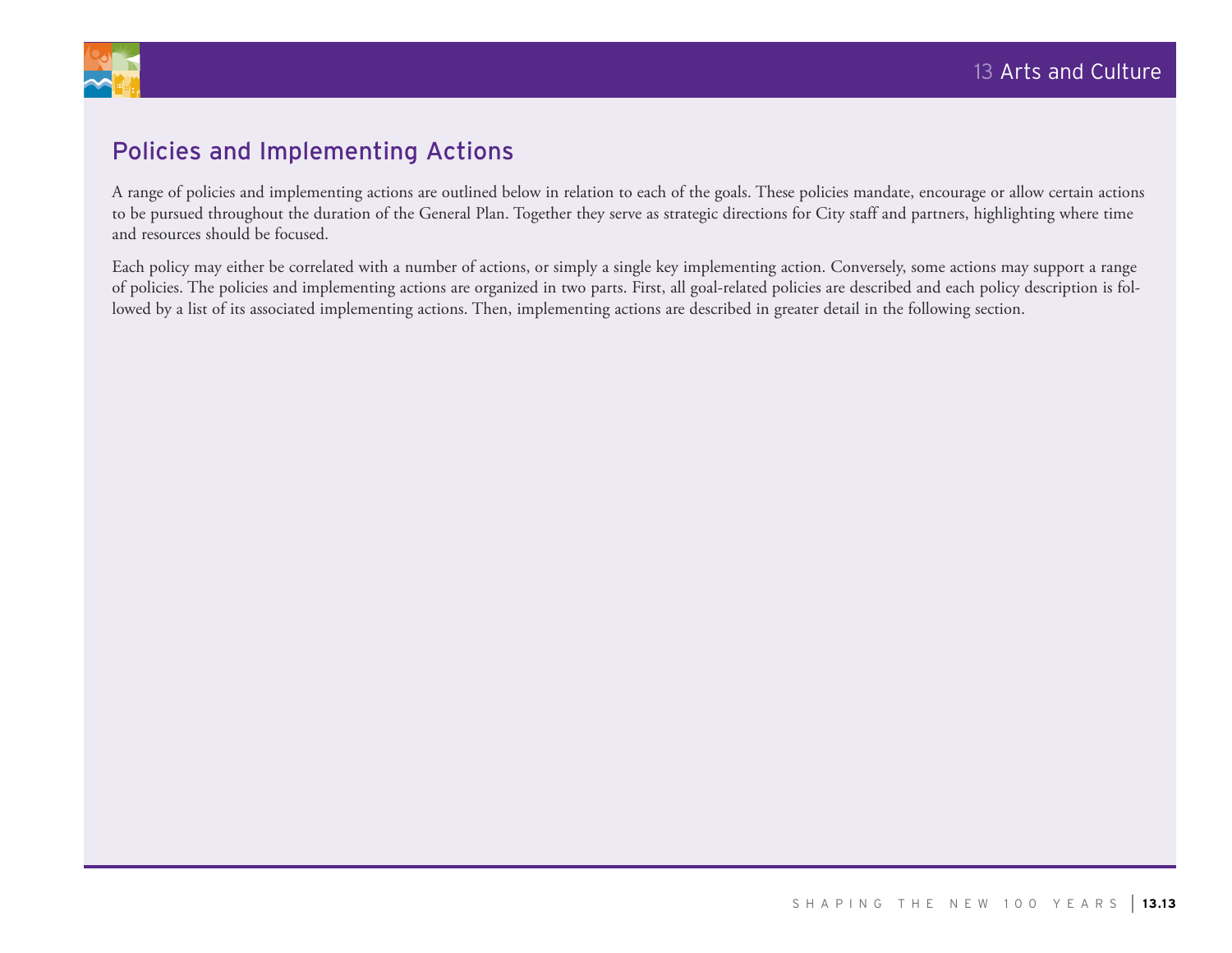## Policies and Implementing Actions

A range of policies and implementing actions are outlined below in relation to each of the goals. These policies mandate, encourage or allow certain actions to be pursued throughout the duration of the General Plan. Together they serve as strategic directions for City staff and partners, highlighting where time and resources should be focused.

Each policy may either be correlated with a number of actions, or simply a single key implementing action. Conversely, some actions may support a range of policies. The policies and implementing actions are organized in two parts. First, all goal-related policies are described and each policy description is followed by a list of its associated implementing actions. Then, implementing actions are described in greater detail in the following section.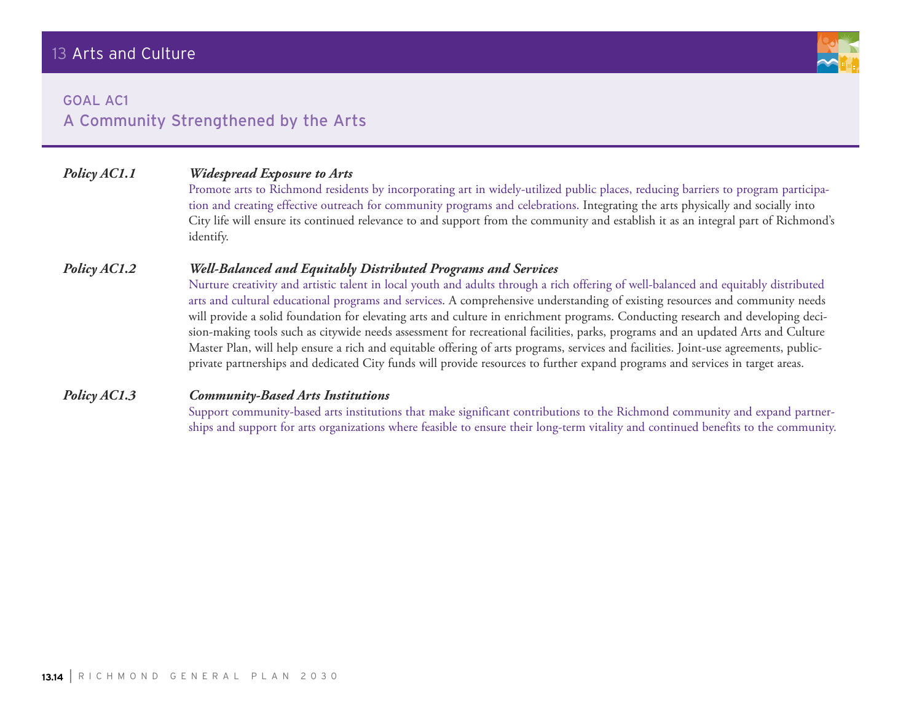# 13 Arts and Culture

## GOAL AC1
## A Community Strengthened by the Arts

***Policy AC1.1*** ***Widespread Exposure to Arts***

Promote arts to Richmond residents by incorporating art in widely-utilized public places, reducing barriers to program participation and creating effective outreach for community programs and celebrations. Integrating the arts physically and socially into City life will ensure its continued relevance to and support from the community and establish it as an integral part of Richmond's identify.

***Policy AC1.2*** ***Well-Balanced and Equitably Distributed Programs and Services***

Nurture creativity and artistic talent in local youth and adults through a rich offering of well-balanced and equitably distributed arts and cultural educational programs and services. A comprehensive understanding of existing resources and community needs will provide a solid foundation for elevating arts and culture in enrichment programs. Conducting research and developing decision-making tools such as citywide needs assessment for recreational facilities, parks, programs and an updated Arts and Culture Master Plan, will help ensure a rich and equitable offering of arts programs, services and facilities. Joint-use agreements, public-private partnerships and dedicated City funds will provide resources to further expand programs and services in target areas.

***Policy AC1.3*** ***Community-Based Arts Institutions***

Support community-based arts institutions that make significant contributions to the Richmond community and expand partnerships and support for arts organizations where feasible to ensure their long-term vitality and continued benefits to the community.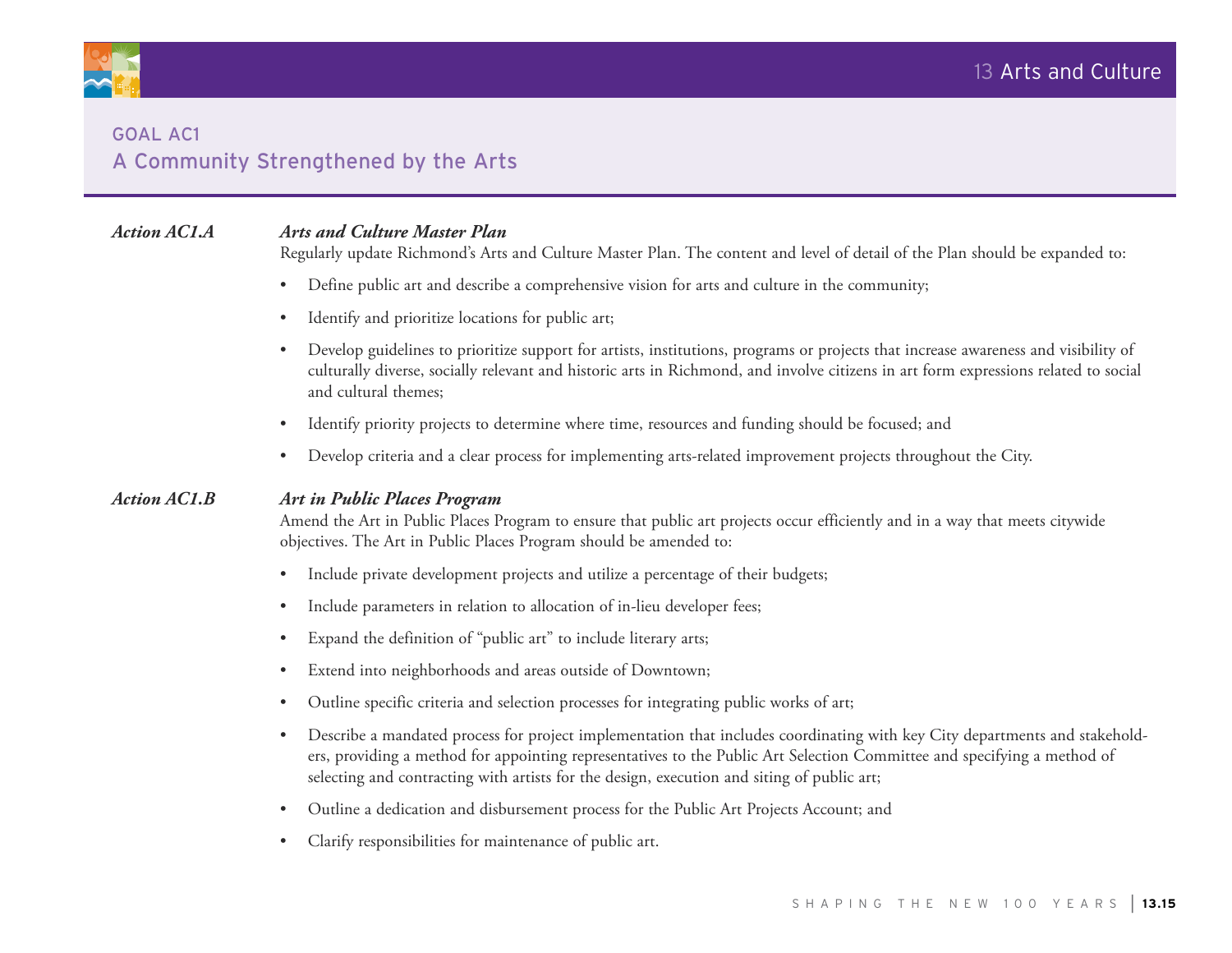## GOAL AC1
## A Community Strengthened by the Arts

***Action AC1.A*** ***Arts and Culture Master Plan***

Regularly update Richmond's Arts and Culture Master Plan. The content and level of detail of the Plan should be expanded to:

- Define public art and describe a comprehensive vision for arts and culture in the community;
- Identify and prioritize locations for public art;
- Develop guidelines to prioritize support for artists, institutions, programs or projects that increase awareness and visibility of culturally diverse, socially relevant and historic arts in Richmond, and involve citizens in art form expressions related to social and cultural themes;
- Identify priority projects to determine where time, resources and funding should be focused; and
- Develop criteria and a clear process for implementing arts-related improvement projects throughout the City.

***Action AC1.B*** ***Art in Public Places Program***

Amend the Art in Public Places Program to ensure that public art projects occur efficiently and in a way that meets citywide objectives. The Art in Public Places Program should be amended to:

- Include private development projects and utilize a percentage of their budgets;
- Include parameters in relation to allocation of in-lieu developer fees;
- Expand the definition of "public art" to include literary arts;
- Extend into neighborhoods and areas outside of Downtown;
- Outline specific criteria and selection processes for integrating public works of art;
- Describe a mandated process for project implementation that includes coordinating with key City departments and stakeholders, providing a method for appointing representatives to the Public Art Selection Committee and specifying a method of selecting and contracting with artists for the design, execution and siting of public art;
- Outline a dedication and disbursement process for the Public Art Projects Account; and
- Clarify responsibilities for maintenance of public art.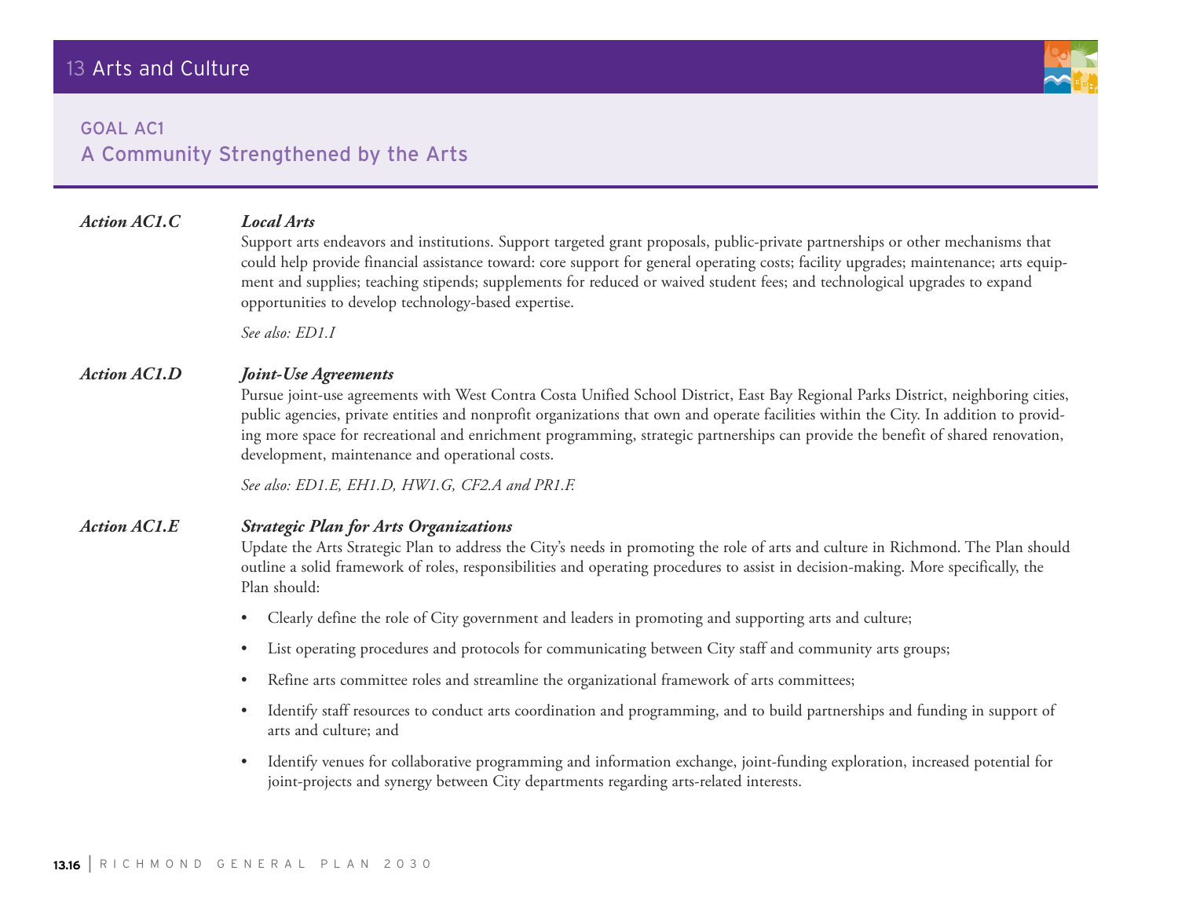## GOAL AC1

## A Community Strengthened by the Arts

***Action AC1.C*** ***Local Arts***

Support arts endeavors and institutions. Support targeted grant proposals, public-private partnerships or other mechanisms that could help provide financial assistance toward: core support for general operating costs; facility upgrades; maintenance; arts equipment and supplies; teaching stipends; supplements for reduced or waived student fees; and technological upgrades to expand opportunities to develop technology-based expertise.

*See also: ED1.I*

***Action AC1.D*** ***Joint-Use Agreements***

Pursue joint-use agreements with West Contra Costa Unified School District, East Bay Regional Parks District, neighboring cities, public agencies, private entities and nonprofit organizations that own and operate facilities within the City. In addition to providing more space for recreational and enrichment programming, strategic partnerships can provide the benefit of shared renovation, development, maintenance and operational costs.

*See also: ED1.E, EH1.D, HW1.G, CF2.A and PR1.F.*

***Action AC1.E*** ***Strategic Plan for Arts Organizations***

Update the Arts Strategic Plan to address the City's needs in promoting the role of arts and culture in Richmond. The Plan should outline a solid framework of roles, responsibilities and operating procedures to assist in decision-making. More specifically, the Plan should:

- Clearly define the role of City government and leaders in promoting and supporting arts and culture;
- List operating procedures and protocols for communicating between City staff and community arts groups;
- Refine arts committee roles and streamline the organizational framework of arts committees;
- Identify staff resources to conduct arts coordination and programming, and to build partnerships and funding in support of arts and culture; and
- Identify venues for collaborative programming and information exchange, joint-funding exploration, increased potential for joint-projects and synergy between City departments regarding arts-related interests.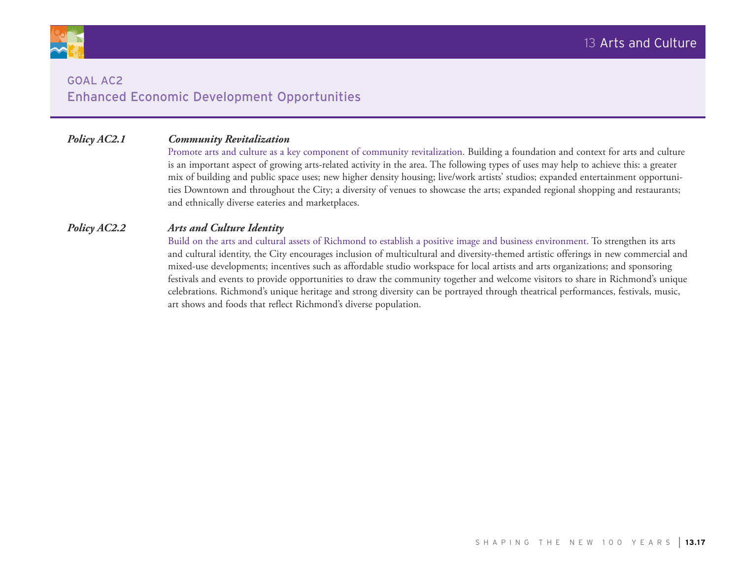## GOAL AC2
## Enhanced Economic Development Opportunities

***Policy AC2.1*** ***Community Revitalization***

Promote arts and culture as a key component of community revitalization. Building a foundation and context for arts and culture is an important aspect of growing arts-related activity in the area. The following types of uses may help to achieve this: a greater mix of building and public space uses; new higher density housing; live/work artists' studios; expanded entertainment opportunities Downtown and throughout the City; a diversity of venues to showcase the arts; expanded regional shopping and restaurants; and ethnically diverse eateries and marketplaces.

***Policy AC2.2*** ***Arts and Culture Identity***

Build on the arts and cultural assets of Richmond to establish a positive image and business environment. To strengthen its arts and cultural identity, the City encourages inclusion of multicultural and diversity-themed artistic offerings in new commercial and mixed-use developments; incentives such as affordable studio workspace for local artists and arts organizations; and sponsoring festivals and events to provide opportunities to draw the community together and welcome visitors to share in Richmond's unique celebrations. Richmond's unique heritage and strong diversity can be portrayed through theatrical performances, festivals, music, art shows and foods that reflect Richmond's diverse population.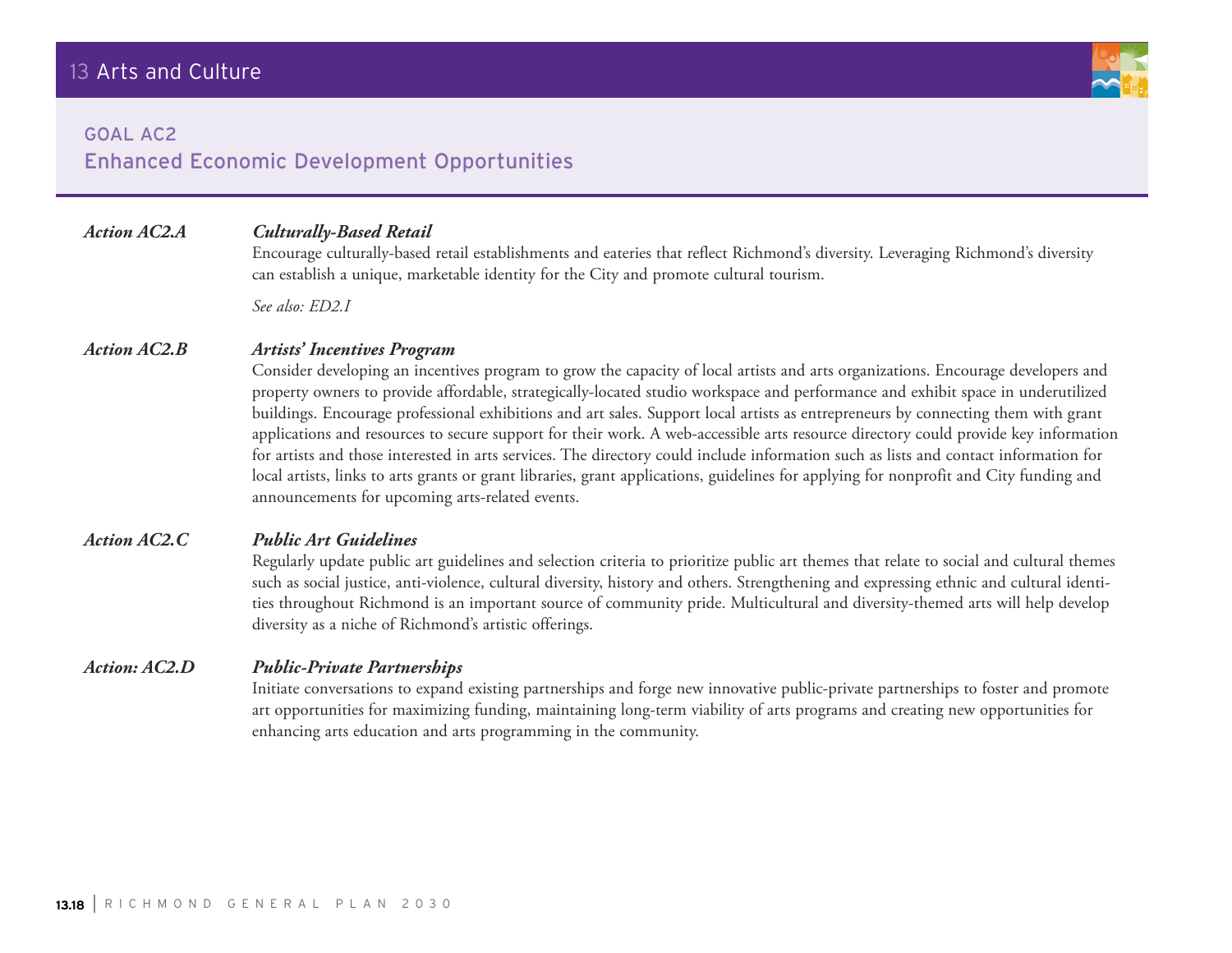## GOAL AC2
## Enhanced Economic Development Opportunities

***Action AC2.A*** ***Culturally-Based Retail***

Encourage culturally-based retail establishments and eateries that reflect Richmond's diversity. Leveraging Richmond's diversity can establish a unique, marketable identity for the City and promote cultural tourism.

*See also: ED2.I*

***Action AC2.B*** ***Artists' Incentives Program***

Consider developing an incentives program to grow the capacity of local artists and arts organizations. Encourage developers and property owners to provide affordable, strategically-located studio workspace and performance and exhibit space in underutilized buildings. Encourage professional exhibitions and art sales. Support local artists as entrepreneurs by connecting them with grant applications and resources to secure support for their work. A web-accessible arts resource directory could provide key information for artists and those interested in arts services. The directory could include information such as lists and contact information for local artists, links to arts grants or grant libraries, grant applications, guidelines for applying for nonprofit and City funding and announcements for upcoming arts-related events.

***Action AC2.C*** ***Public Art Guidelines***

Regularly update public art guidelines and selection criteria to prioritize public art themes that relate to social and cultural themes such as social justice, anti-violence, cultural diversity, history and others. Strengthening and expressing ethnic and cultural identities throughout Richmond is an important source of community pride. Multicultural and diversity-themed arts will help develop diversity as a niche of Richmond's artistic offerings.

***Action: AC2.D*** ***Public-Private Partnerships***

Initiate conversations to expand existing partnerships and forge new innovative public-private partnerships to foster and promote art opportunities for maximizing funding, maintaining long-term viability of arts programs and creating new opportunities for enhancing arts education and arts programming in the community.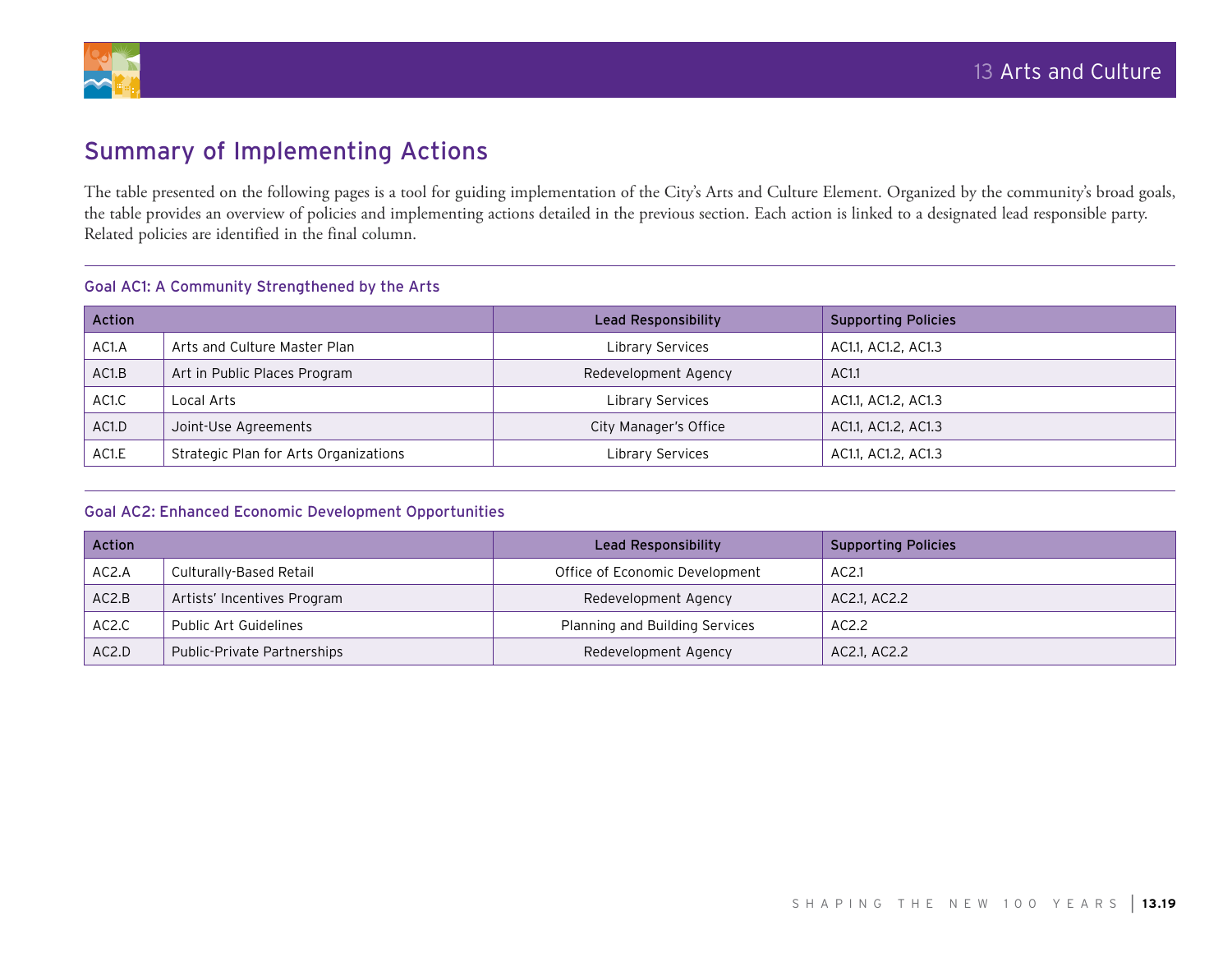## Summary of Implementing Actions

The table presented on the following pages is a tool for guiding implementation of the City's Arts and Culture Element. Organized by the community's broad goals, the table provides an overview of policies and implementing actions detailed in the previous section. Each action is linked to a designated lead responsible party. Related policies are identified in the final column.

### Goal AC1: A Community Strengthened by the Arts

| Action | | Lead Responsibility | Supporting Policies |
|---|---|---|---|
| AC1.A | Arts and Culture Master Plan | Library Services | AC1.1, AC1.2, AC1.3 |
| AC1.B | Art in Public Places Program | Redevelopment Agency | AC1.1 |
| AC1.C | Local Arts | Library Services | AC1.1, AC1.2, AC1.3 |
| AC1.D | Joint-Use Agreements | City Manager's Office | AC1.1, AC1.2, AC1.3 |
| AC1.E | Strategic Plan for Arts Organizations | Library Services | AC1.1, AC1.2, AC1.3 |

### Goal AC2: Enhanced Economic Development Opportunities

| Action | | Lead Responsibility | Supporting Policies |
|---|---|---|---|
| AC2.A | Culturally-Based Retail | Office of Economic Development | AC2.1 |
| AC2.B | Artists' Incentives Program | Redevelopment Agency | AC2.1, AC2.2 |
| AC2.C | Public Art Guidelines | Planning and Building Services | AC2.2 |
| AC2.D | Public-Private Partnerships | Redevelopment Agency | AC2.1, AC2.2 |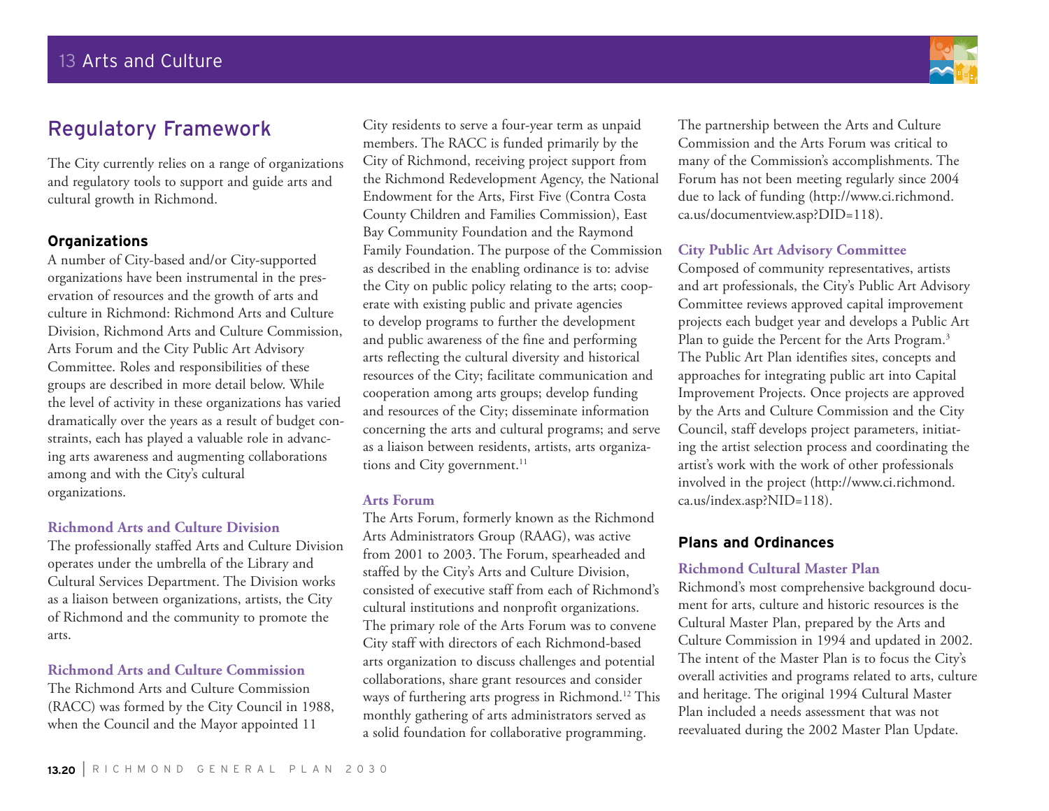## Regulatory Framework

The City currently relies on a range of organizations and regulatory tools to support and guide arts and cultural growth in Richmond.

### Organizations

A number of City-based and/or City-supported organizations have been instrumental in the preservation of resources and the growth of arts and culture in Richmond: Richmond Arts and Culture Division, Richmond Arts and Culture Commission, Arts Forum and the City Public Art Advisory Committee. Roles and responsibilities of these groups are described in more detail below. While the level of activity in these organizations has varied dramatically over the years as a result of budget constraints, each has played a valuable role in advancing arts awareness and augmenting collaborations among and with the City's cultural organizations.

#### Richmond Arts and Culture Division

The professionally staffed Arts and Culture Division operates under the umbrella of the Library and Cultural Services Department. The Division works as a liaison between organizations, artists, the City of Richmond and the community to promote the arts.

#### Richmond Arts and Culture Commission

The Richmond Arts and Culture Commission (RACC) was formed by the City Council in 1988, when the Council and the Mayor appointed 11 City residents to serve a four-year term as unpaid members. The RACC is funded primarily by the City of Richmond, receiving project support from the Richmond Redevelopment Agency, the National Endowment for the Arts, First Five (Contra Costa County Children and Families Commission), East Bay Community Foundation and the Raymond Family Foundation. The purpose of the Commission as described in the enabling ordinance is to: advise the City on public policy relating to the arts; cooperate with existing public and private agencies to develop programs to further the development and public awareness of the fine and performing arts reflecting the cultural diversity and historical resources of the City; facilitate communication and cooperation among arts groups; develop funding and resources of the City; disseminate information concerning the arts and cultural programs; and serve as a liaison between residents, artists, arts organizations and City government.[11]

#### Arts Forum

The Arts Forum, formerly known as the Richmond Arts Administrators Group (RAAG), was active from 2001 to 2003. The Forum, spearheaded and staffed by the City's Arts and Culture Division, consisted of executive staff from each of Richmond's cultural institutions and nonprofit organizations. The primary role of the Arts Forum was to convene City staff with directors of each Richmond-based arts organization to discuss challenges and potential collaborations, share grant resources and consider ways of furthering arts progress in Richmond.[12] This monthly gathering of arts administrators served as a solid foundation for collaborative programming.

The partnership between the Arts and Culture Commission and the Arts Forum was critical to many of the Commission's accomplishments. The Forum has not been meeting regularly since 2004 due to lack of funding (http://www.ci.richmond.ca.us/documentview.asp?DID=118).

#### City Public Art Advisory Committee

Composed of community representatives, artists and art professionals, the City's Public Art Advisory Committee reviews approved capital improvement projects each budget year and develops a Public Art Plan to guide the Percent for the Arts Program.[3] The Public Art Plan identifies sites, concepts and approaches for integrating public art into Capital Improvement Projects. Once projects are approved by the Arts and Culture Commission and the City Council, staff develops project parameters, initiating the artist selection process and coordinating the artist's work with the work of other professionals involved in the project (http://www.ci.richmond.ca.us/index.asp?NID=118).

### Plans and Ordinances

#### Richmond Cultural Master Plan

Richmond's most comprehensive background document for arts, culture and historic resources is the Cultural Master Plan, prepared by the Arts and Culture Commission in 1994 and updated in 2002. The intent of the Master Plan is to focus the City's overall activities and programs related to arts, culture and heritage. The original 1994 Cultural Master Plan included a needs assessment that was not reevaluated during the 2002 Master Plan Update.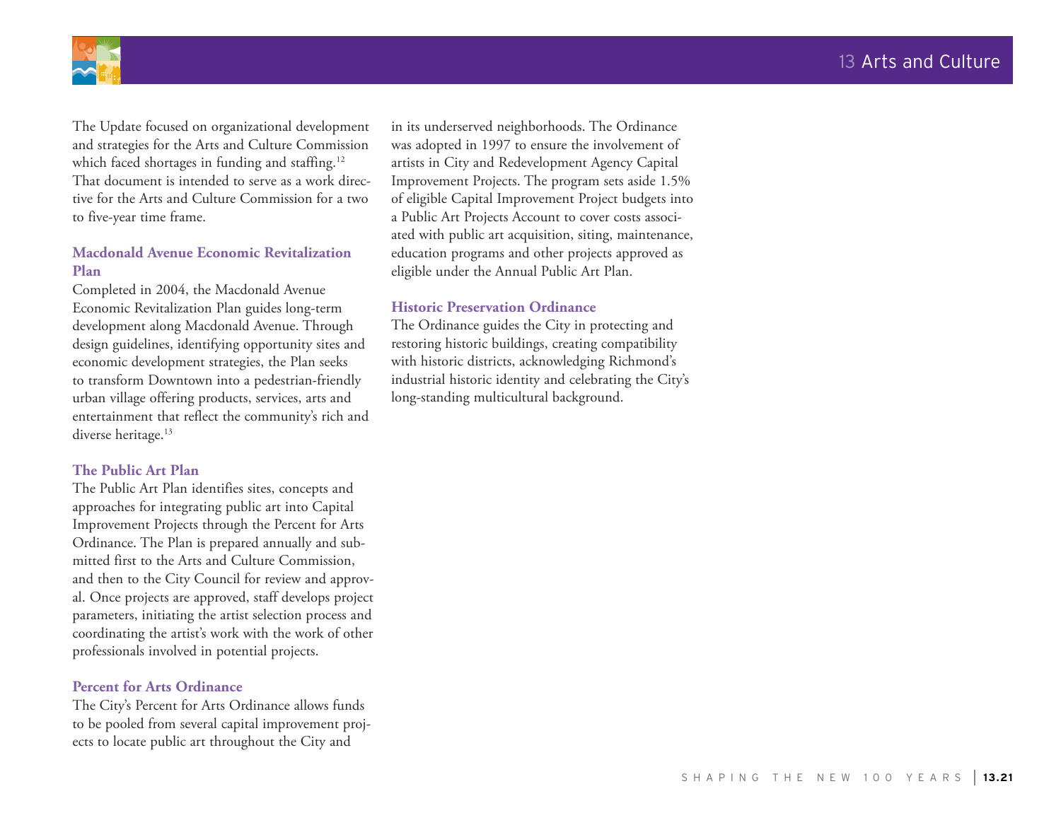The Update focused on organizational development and strategies for the Arts and Culture Commission which faced shortages in funding and staffing.[12] That document is intended to serve as a work directive for the Arts and Culture Commission for a two to five-year time frame.

### Macdonald Avenue Economic Revitalization Plan

Completed in 2004, the Macdonald Avenue Economic Revitalization Plan guides long-term development along Macdonald Avenue. Through design guidelines, identifying opportunity sites and economic development strategies, the Plan seeks to transform Downtown into a pedestrian-friendly urban village offering products, services, arts and entertainment that reflect the community's rich and diverse heritage.[13]

### The Public Art Plan

The Public Art Plan identifies sites, concepts and approaches for integrating public art into Capital Improvement Projects through the Percent for Arts Ordinance. The Plan is prepared annually and submitted first to the Arts and Culture Commission, and then to the City Council for review and approval. Once projects are approved, staff develops project parameters, initiating the artist selection process and coordinating the artist's work with the work of other professionals involved in potential projects.

### Percent for Arts Ordinance

The City's Percent for Arts Ordinance allows funds to be pooled from several capital improvement projects to locate public art throughout the City and in its underserved neighborhoods. The Ordinance was adopted in 1997 to ensure the involvement of artists in City and Redevelopment Agency Capital Improvement Projects. The program sets aside 1.5% of eligible Capital Improvement Project budgets into a Public Art Projects Account to cover costs associated with public art acquisition, siting, maintenance, education programs and other projects approved as eligible under the Annual Public Art Plan.

### Historic Preservation Ordinance

The Ordinance guides the City in protecting and restoring historic buildings, creating compatibility with historic districts, acknowledging Richmond's industrial historic identity and celebrating the City's long-standing multicultural background.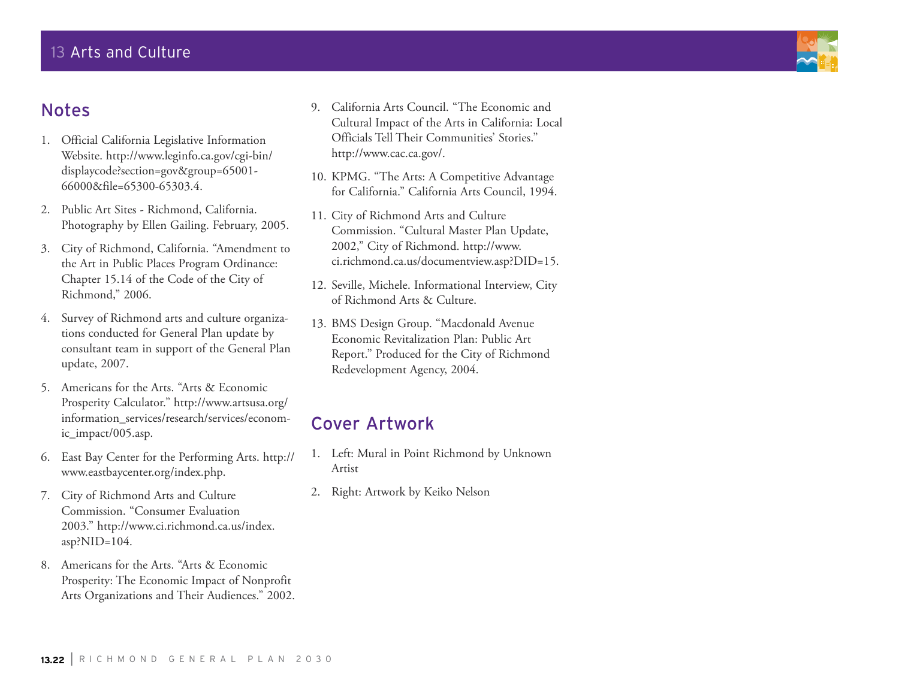## Notes

1. Official California Legislative Information Website. http://www.leginfo.ca.gov/cgi-bin/displaycode?section=gov&group=65001-66000&file=65300-65303.4.
2. Public Art Sites - Richmond, California. Photography by Ellen Gailing. February, 2005.
3. City of Richmond, California. "Amendment to the Art in Public Places Program Ordinance: Chapter 15.14 of the Code of the City of Richmond," 2006.
4. Survey of Richmond arts and culture organizations conducted for General Plan update by consultant team in support of the General Plan update, 2007.
5. Americans for the Arts. "Arts & Economic Prosperity Calculator." http://www.artsusa.org/information_services/research/services/economic_impact/005.asp.
6. East Bay Center for the Performing Arts. http://www.eastbaycenter.org/index.php.
7. City of Richmond Arts and Culture Commission. "Consumer Evaluation 2003." http://www.ci.richmond.ca.us/index.asp?NID=104.
8. Americans for the Arts. "Arts & Economic Prosperity: The Economic Impact of Nonprofit Arts Organizations and Their Audiences." 2002.
9. California Arts Council. "The Economic and Cultural Impact of the Arts in California: Local Officials Tell Their Communities' Stories." http://www.cac.ca.gov/.
10. KPMG. "The Arts: A Competitive Advantage for California." California Arts Council, 1994.
11. City of Richmond Arts and Culture Commission. "Cultural Master Plan Update, 2002," City of Richmond. http://www.ci.richmond.ca.us/documentview.asp?DID=15.
12. Seville, Michele. Informational Interview, City of Richmond Arts & Culture.
13. BMS Design Group. "Macdonald Avenue Economic Revitalization Plan: Public Art Report." Produced for the City of Richmond Redevelopment Agency, 2004.

## Cover Artwork

1. Left: Mural in Point Richmond by Unknown Artist
2. Right: Artwork by Keiko Nelson